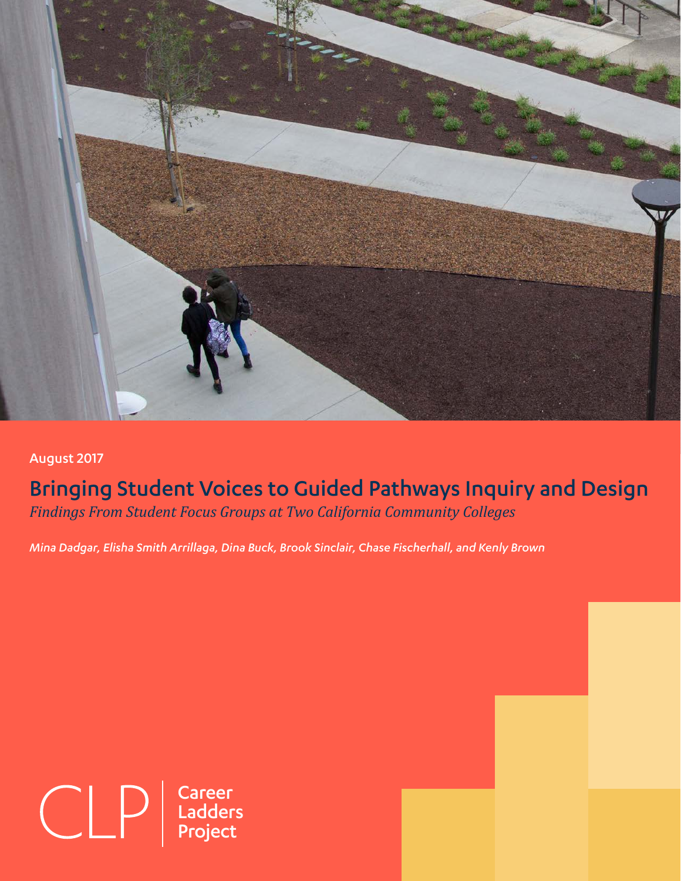August 2017

# Bringing Student Voices to Guided Pathways Inquiry and Design

*Findings From Student Focus Groups at Two California Community Colleges*

*Mina Dadgar, Elisha Smith Arrillaga, Dina Buck, Brook Sinclair, Chase Fischerhall, and Kenly Brown*

CLP | Career Ladders Project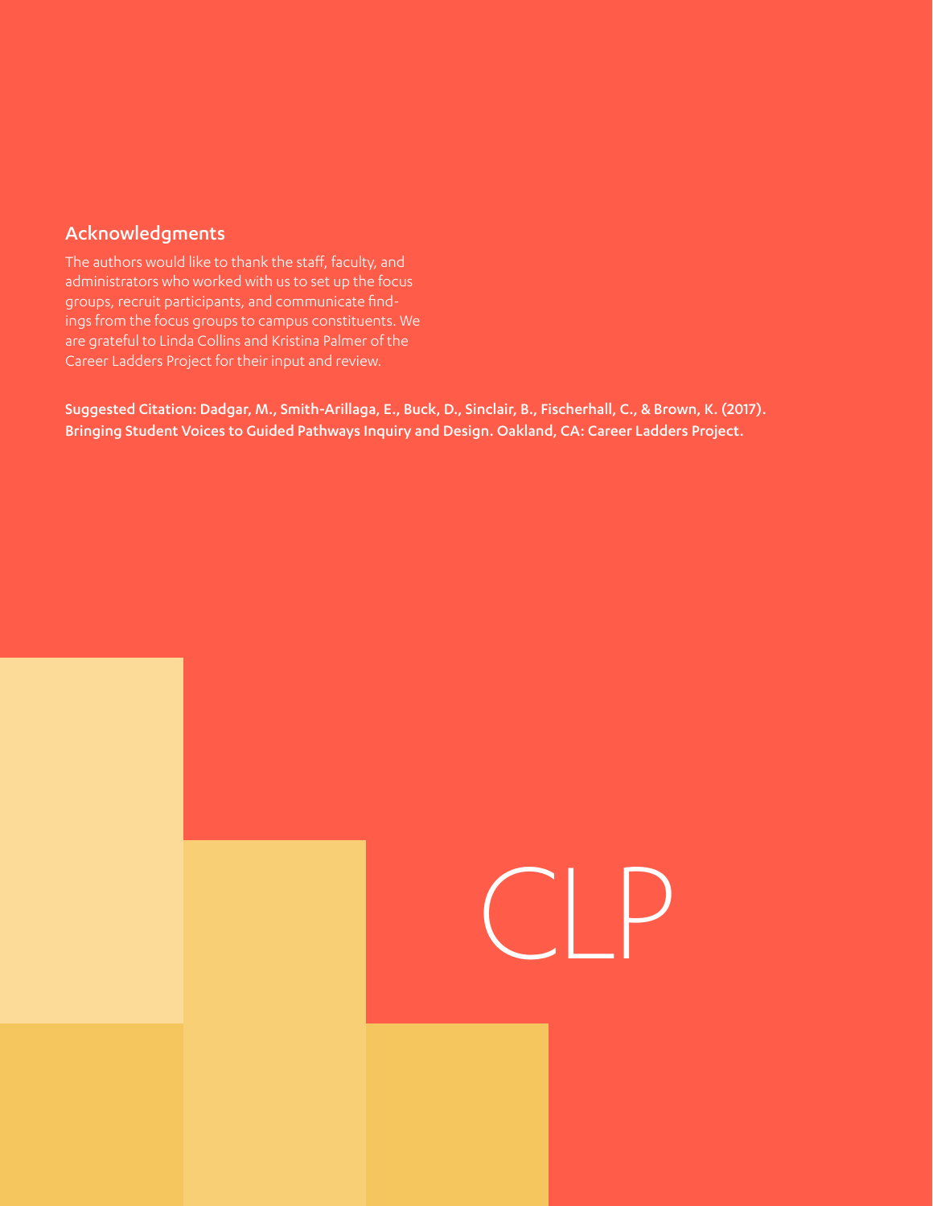## Acknowledgments

The authors would like to thank the staff, faculty, and administrators who worked with us to set up the focus groups, recruit participants, and communicate findings from the focus groups to campus constituents. We are grateful to Linda Collins and Kristina Palmer of the Career Ladders Project for their input and review.

**Suggested Citation: Dadgar, M., Smith-Arillaga, E., Buck, D., Sinclair, B., Fischerhall, C., & Brown, K. (2017). Bringing Student Voices to Guided Pathways Inquiry and Design. Oakland, CA: Career Ladders Project.**

CLP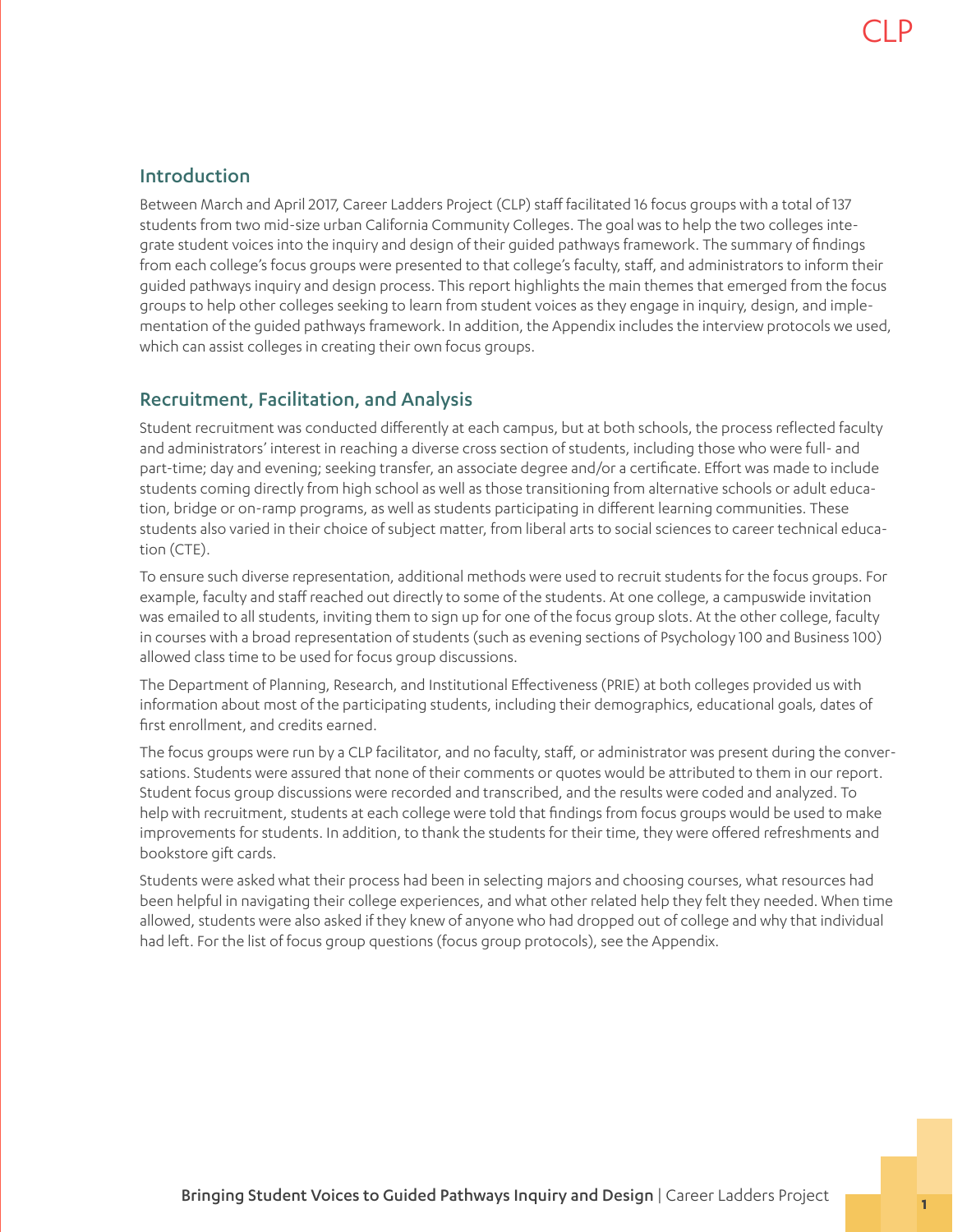## Introduction

Between March and April 2017, Career Ladders Project (CLP) staff facilitated 16 focus groups with a total of 137 students from two mid-size urban California Community Colleges. The goal was to help the two colleges integrate student voices into the inquiry and design of their guided pathways framework. The summary of findings from each college's focus groups were presented to that college's faculty, staff, and administrators to inform their guided pathways inquiry and design process. This report highlights the main themes that emerged from the focus groups to help other colleges seeking to learn from student voices as they engage in inquiry, design, and implementation of the guided pathways framework. In addition, the Appendix includes the interview protocols we used, which can assist colleges in creating their own focus groups.

## Recruitment, Facilitation, and Analysis

Student recruitment was conducted differently at each campus, but at both schools, the process reflected faculty and administrators' interest in reaching a diverse cross section of students, including those who were full- and part-time; day and evening; seeking transfer, an associate degree and/or a certificate. Effort was made to include students coming directly from high school as well as those transitioning from alternative schools or adult education, bridge or on-ramp programs, as well as students participating in different learning communities. These students also varied in their choice of subject matter, from liberal arts to social sciences to career technical education (CTE).

To ensure such diverse representation, additional methods were used to recruit students for the focus groups. For example, faculty and staff reached out directly to some of the students. At one college, a campuswide invitation was emailed to all students, inviting them to sign up for one of the focus group slots. At the other college, faculty in courses with a broad representation of students (such as evening sections of Psychology 100 and Business 100) allowed class time to be used for focus group discussions.

The Department of Planning, Research, and Institutional Effectiveness (PRIE) at both colleges provided us with information about most of the participating students, including their demographics, educational goals, dates of first enrollment, and credits earned.

The focus groups were run by a CLP facilitator, and no faculty, staff, or administrator was present during the conversations. Students were assured that none of their comments or quotes would be attributed to them in our report. Student focus group discussions were recorded and transcribed, and the results were coded and analyzed. To help with recruitment, students at each college were told that findings from focus groups would be used to make improvements for students. In addition, to thank the students for their time, they were offered refreshments and bookstore gift cards.

Students were asked what their process had been in selecting majors and choosing courses, what resources had been helpful in navigating their college experiences, and what other related help they felt they needed. When time allowed, students were also asked if they knew of anyone who had dropped out of college and why that individual had left. For the list of focus group questions (focus group protocols), see the Appendix.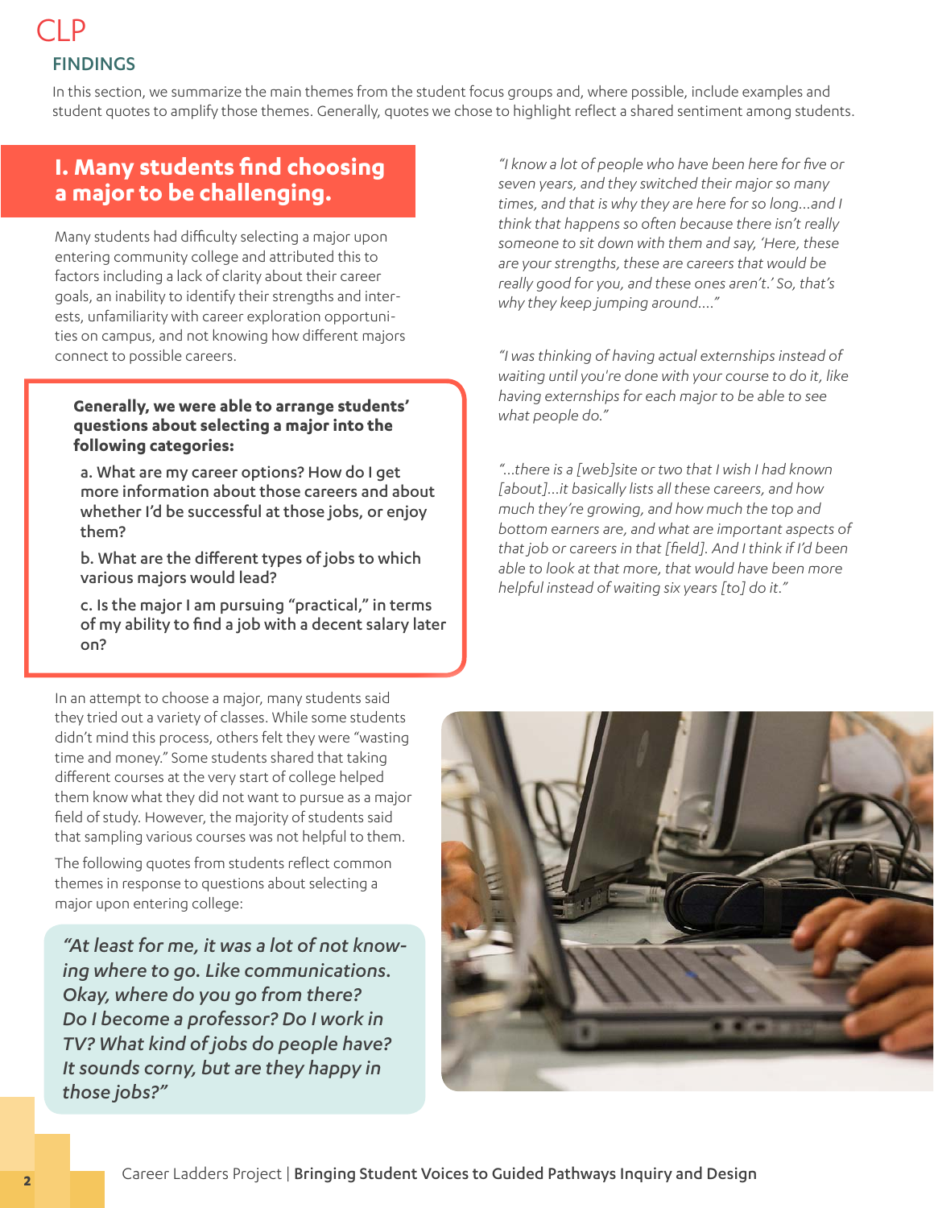## FINDINGS

In this section, we summarize the main themes from the student focus groups and, where possible, include examples and student quotes to amplify those themes. Generally, quotes we chose to highlight reflect a shared sentiment among students.

### I. Many students find choosing a major to be challenging.

Many students had difficulty selecting a major upon entering community college and attributed this to factors including a lack of clarity about their career goals, an inability to identify their strengths and interests, unfamiliarity with career exploration opportunities on campus, and not knowing how different majors connect to possible careers.

**Generally, we were able to arrange students' questions about selecting a major into the following categories:**

a. What are my career options? How do I get more information about those careers and about whether I'd be successful at those jobs, or enjoy them?

b. What are the different types of jobs to which various majors would lead?

c. Is the major I am pursuing "practical," in terms of my ability to find a job with a decent salary later on?

In an attempt to choose a major, many students said they tried out a variety of classes. While some students didn't mind this process, others felt they were "wasting time and money." Some students shared that taking different courses at the very start of college helped them know what they did not want to pursue as a major field of study. However, the majority of students said that sampling various courses was not helpful to them.

The following quotes from students reflect common themes in response to questions about selecting a major upon entering college:

*"At least for me, it was a lot of not knowing where to go. Like communications. Okay, where do you go from there? Do I become a professor? Do I work in TV? What kind of jobs do people have? It sounds corny, but are they happy in those jobs?"*

*"I know a lot of people who have been here for five or seven years, and they switched their major so many times, and that is why they are here for so long...and I think that happens so often because there isn't really someone to sit down with them and say, 'Here, these are your strengths, these are careers that would be really good for you, and these ones aren't.' So, that's why they keep jumping around...."*

*"I was thinking of having actual externships instead of waiting until you're done with your course to do it, like having externships for each major to be able to see what people do."*

*"...there is a [web]site or two that I wish I had known [about]...it basically lists all these careers, and how much they're growing, and how much the top and bottom earners are, and what are important aspects of that job or careers in that [field]. And I think if I'd been able to look at that more, that would have been more helpful instead of waiting six years [to] do it."*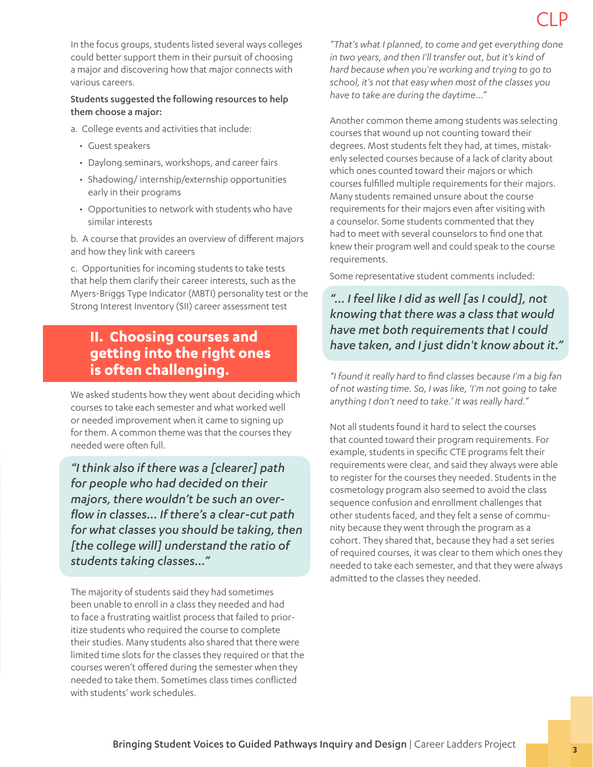In the focus groups, students listed several ways colleges could better support them in their pursuit of choosing a major and discovering how that major connects with various careers.

**Students suggested the following resources to help them choose a major:**

a. College events and activities that include:

- Guest speakers
- Daylong seminars, workshops, and career fairs
- Shadowing/ internship/externship opportunities early in their programs
- Opportunities to network with students who have similar interests

b. A course that provides an overview of different majors and how they link with careers

c. Opportunities for incoming students to take tests that help them clarify their career interests, such as the Myers-Briggs Type Indicator (MBTI) personality test or the Strong Interest Inventory (SII) career assessment test

## II. Choosing courses and getting into the right ones is often challenging.

We asked students how they went about deciding which courses to take each semester and what worked well or needed improvement when it came to signing up for them. A common theme was that the courses they needed were often full.

> ***"I think also if there was a [clearer] path for people who had decided on their majors, there wouldn't be such an overflow in classes... If there's a clear-cut path for what classes you should be taking, then [the college will] understand the ratio of students taking classes..."***

The majority of students said they had sometimes been unable to enroll in a class they needed and had to face a frustrating waitlist process that failed to prioritize students who required the course to complete their studies. Many students also shared that there were limited time slots for the classes they required or that the courses weren't offered during the semester when they needed to take them. Sometimes class times conflicted with students' work schedules.

*"That's what I planned, to come and get everything done in two years, and then I'll transfer out, but it's kind of hard because when you're working and trying to go to school, it's not that easy when most of the classes you have to take are during the daytime..."*

Another common theme among students was selecting courses that wound up not counting toward their degrees. Most students felt they had, at times, mistakenly selected courses because of a lack of clarity about which ones counted toward their majors or which courses fulfilled multiple requirements for their majors. Many students remained unsure about the course requirements for their majors even after visiting with a counselor. Some students commented that they had to meet with several counselors to find one that knew their program well and could speak to the course requirements.

Some representative student comments included:

> ***"... I feel like I did as well [as I could], not knowing that there was a class that would have met both requirements that I could have taken, and I just didn't know about it."***

*"I found it really hard to find classes because I'm a big fan of not wasting time. So, I was like, 'I'm not going to take anything I don't need to take.' It was really hard."*

Not all students found it hard to select the courses that counted toward their program requirements. For example, students in specific CTE programs felt their requirements were clear, and said they always were able to register for the courses they needed. Students in the cosmetology program also seemed to avoid the class sequence confusion and enrollment challenges that other students faced, and they felt a sense of community because they went through the program as a cohort. They shared that, because they had a set series of required courses, it was clear to them which ones they needed to take each semester, and that they were always admitted to the classes they needed.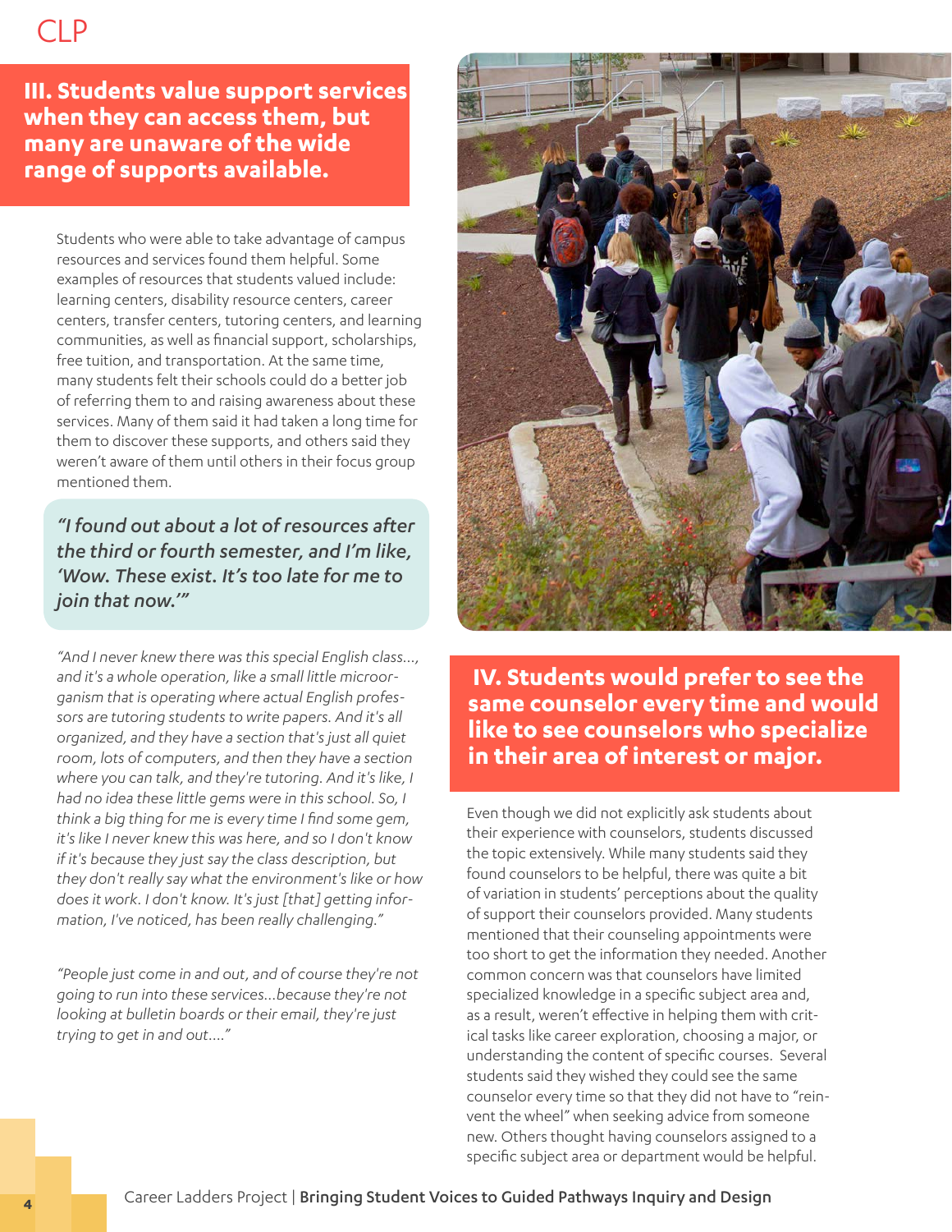## III. Students value support services when they can access them, but many are unaware of the wide range of supports available.

Students who were able to take advantage of campus resources and services found them helpful. Some examples of resources that students valued include: learning centers, disability resource centers, career centers, transfer centers, tutoring centers, and learning communities, as well as financial support, scholarships, free tuition, and transportation. At the same time, many students felt their schools could do a better job of referring them to and raising awareness about these services. Many of them said it had taken a long time for them to discover these supports, and others said they weren't aware of them until others in their focus group mentioned them.

> *"I found out about a lot of resources after the third or fourth semester, and I'm like, 'Wow. These exist. It's too late for me to join that now.'"*

*"And I never knew there was this special English class..., and it's a whole operation, like a small little microorganism that is operating where actual English professors are tutoring students to write papers. And it's all organized, and they have a section that's just all quiet room, lots of computers, and then they have a section where you can talk, and they're tutoring. And it's like, I had no idea these little gems were in this school. So, I think a big thing for me is every time I find some gem, it's like I never knew this was here, and so I don't know if it's because they just say the class description, but they don't really say what the environment's like or how does it work. I don't know. It's just [that] getting information, I've noticed, has been really challenging."*

*"People just come in and out, and of course they're not going to run into these services...because they're not looking at bulletin boards or their email, they're just trying to get in and out...."*

## IV. Students would prefer to see the same counselor every time and would like to see counselors who specialize in their area of interest or major.

Even though we did not explicitly ask students about their experience with counselors, students discussed the topic extensively. While many students said they found counselors to be helpful, there was quite a bit of variation in students' perceptions about the quality of support their counselors provided. Many students mentioned that their counseling appointments were too short to get the information they needed. Another common concern was that counselors have limited specialized knowledge in a specific subject area and, as a result, weren't effective in helping them with critical tasks like career exploration, choosing a major, or understanding the content of specific courses. Several students said they wished they could see the same counselor every time so that they did not have to "reinvent the wheel" when seeking advice from someone new. Others thought having counselors assigned to a specific subject area or department would be helpful.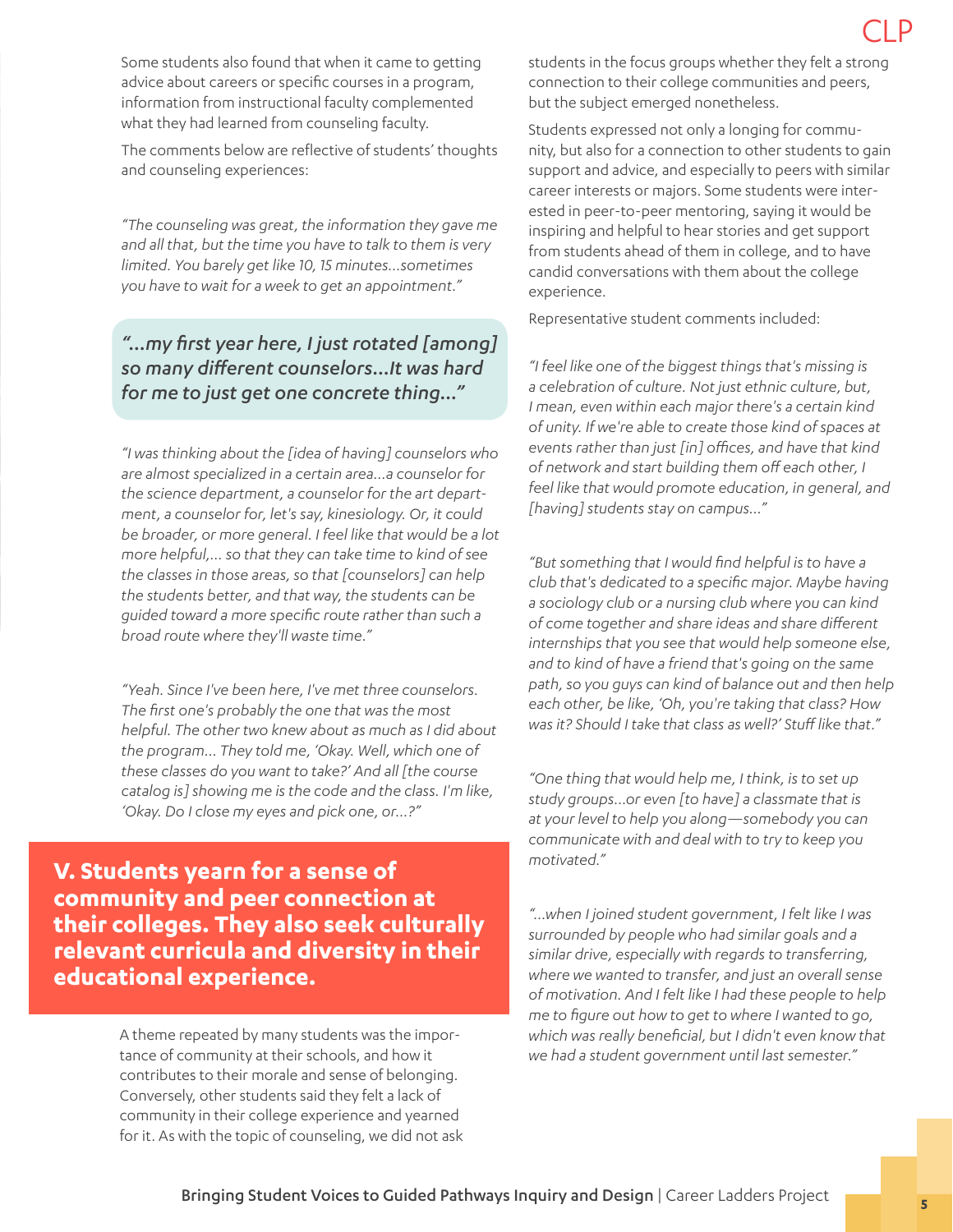Some students also found that when it came to getting advice about careers or specific courses in a program, information from instructional faculty complemented what they had learned from counseling faculty.

The comments below are reflective of students' thoughts and counseling experiences:

*"The counseling was great, the information they gave me and all that, but the time you have to talk to them is very limited. You barely get like 10, 15 minutes...sometimes you have to wait for a week to get an appointment."*

> ***"...my first year here, I just rotated [among] so many different counselors...It was hard for me to just get one concrete thing..."***

*"I was thinking about the [idea of having] counselors who are almost specialized in a certain area...a counselor for the science department, a counselor for the art department, a counselor for, let's say, kinesiology. Or, it could be broader, or more general. I feel like that would be a lot more helpful,... so that they can take time to kind of see the classes in those areas, so that [counselors] can help the students better, and that way, the students can be guided toward a more specific route rather than such a broad route where they'll waste time."*

*"Yeah. Since I've been here, I've met three counselors. The first one's probably the one that was the most helpful. The other two knew about as much as I did about the program... They told me, 'Okay. Well, which one of these classes do you want to take?' And all [the course catalog is] showing me is the code and the class. I'm like, 'Okay. Do I close my eyes and pick one, or...?"*

## V. Students yearn for a sense of community and peer connection at their colleges. They also seek culturally relevant curricula and diversity in their educational experience.

A theme repeated by many students was the importance of community at their schools, and how it contributes to their morale and sense of belonging. Conversely, other students said they felt a lack of community in their college experience and yearned for it. As with the topic of counseling, we did not ask students in the focus groups whether they felt a strong connection to their college communities and peers, but the subject emerged nonetheless.

Students expressed not only a longing for community, but also for a connection to other students to gain support and advice, and especially to peers with similar career interests or majors. Some students were interested in peer-to-peer mentoring, saying it would be inspiring and helpful to hear stories and get support from students ahead of them in college, and to have candid conversations with them about the college experience.

Representative student comments included:

*"I feel like one of the biggest things that's missing is a celebration of culture. Not just ethnic culture, but, I mean, even within each major there's a certain kind of unity. If we're able to create those kind of spaces at events rather than just [in] offices, and have that kind of network and start building them off each other, I feel like that would promote education, in general, and [having] students stay on campus..."*

*"But something that I would find helpful is to have a club that's dedicated to a specific major. Maybe having a sociology club or a nursing club where you can kind of come together and share ideas and share different internships that you see that would help someone else, and to kind of have a friend that's going on the same path, so you guys can kind of balance out and then help each other, be like, 'Oh, you're taking that class? How was it? Should I take that class as well?' Stuff like that."*

*"One thing that would help me, I think, is to set up study groups...or even [to have] a classmate that is at your level to help you along—somebody you can communicate with and deal with to try to keep you motivated."*

*"...when I joined student government, I felt like I was surrounded by people who had similar goals and a similar drive, especially with regards to transferring, where we wanted to transfer, and just an overall sense of motivation. And I felt like I had these people to help me to figure out how to get to where I wanted to go, which was really beneficial, but I didn't even know that we had a student government until last semester."*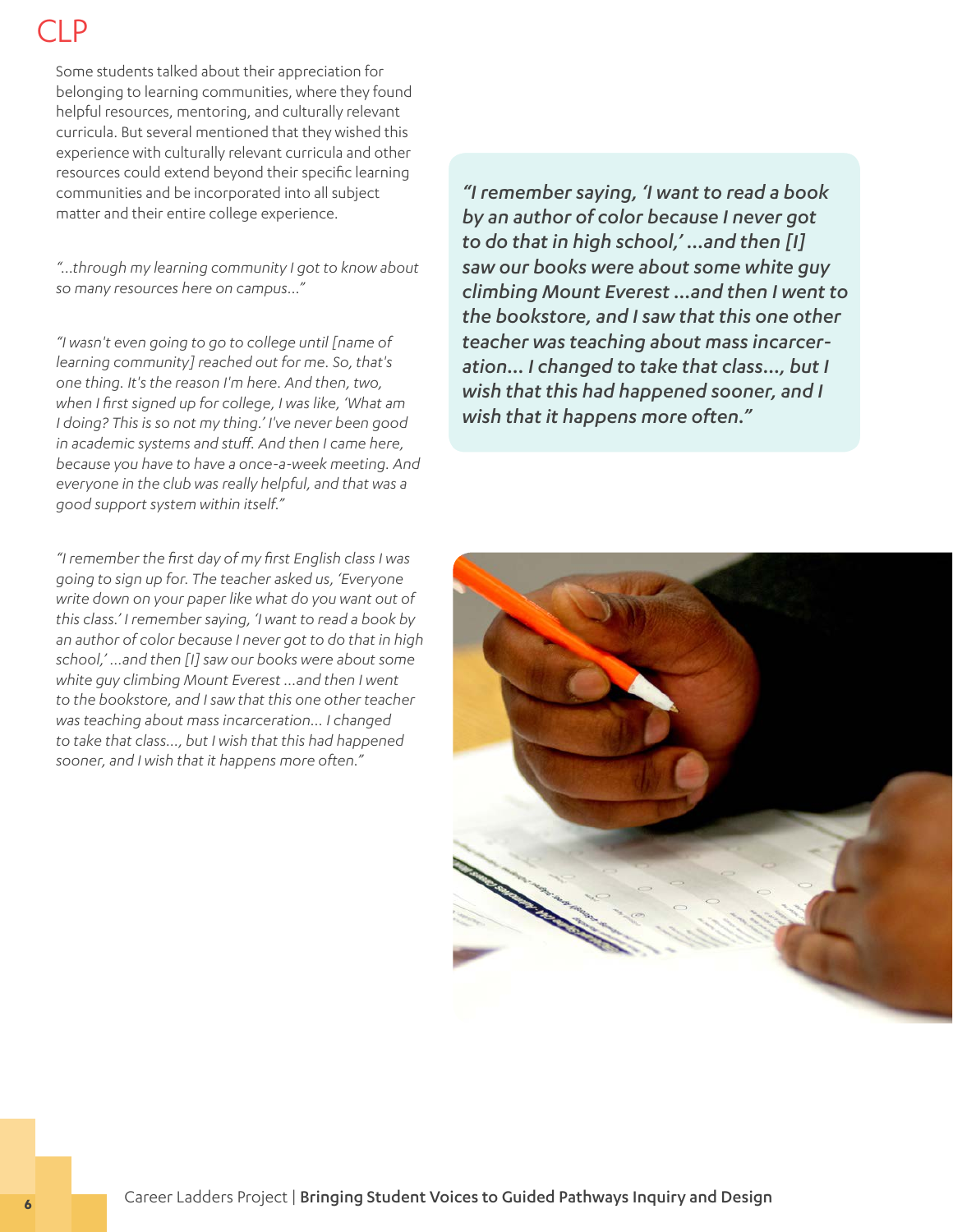# CLP

Some students talked about their appreciation for belonging to learning communities, where they found helpful resources, mentoring, and culturally relevant curricula. But several mentioned that they wished this experience with culturally relevant curricula and other resources could extend beyond their specific learning communities and be incorporated into all subject matter and their entire college experience.

*"...through my learning community I got to know about so many resources here on campus..."*

*"I wasn't even going to go to college until [name of learning community] reached out for me. So, that's one thing. It's the reason I'm here. And then, two, when I first signed up for college, I was like, 'What am I doing? This is so not my thing.' I've never been good in academic systems and stuff. And then I came here, because you have to have a once-a-week meeting. And everyone in the club was really helpful, and that was a good support system within itself."*

*"I remember the first day of my first English class I was going to sign up for. The teacher asked us, 'Everyone write down on your paper like what do you want out of this class.' I remember saying, 'I want to read a book by an author of color because I never got to do that in high school,' ...and then [I] saw our books were about some white guy climbing Mount Everest ...and then I went to the bookstore, and I saw that this one other teacher was teaching about mass incarceration... I changed to take that class..., but I wish that this had happened sooner, and I wish that it happens more often."*

> *"I remember saying, 'I want to read a book by an author of color because I never got to do that in high school,' ...and then [I] saw our books were about some white guy climbing Mount Everest ...and then I went to the bookstore, and I saw that this one other teacher was teaching about mass incarceration... I changed to take that class..., but I wish that this had happened sooner, and I wish that it happens more often."*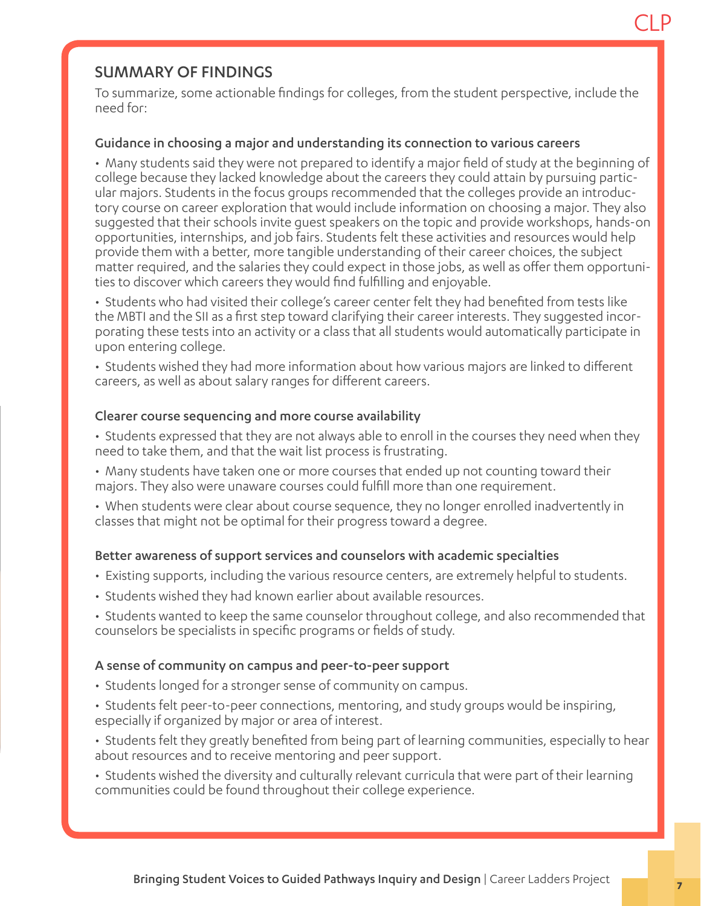## SUMMARY OF FINDINGS

To summarize, some actionable findings for colleges, from the student perspective, include the need for:

### Guidance in choosing a major and understanding its connection to various careers

- Many students said they were not prepared to identify a major field of study at the beginning of college because they lacked knowledge about the careers they could attain by pursuing particular majors. Students in the focus groups recommended that the colleges provide an introductory course on career exploration that would include information on choosing a major. They also suggested that their schools invite guest speakers on the topic and provide workshops, hands-on opportunities, internships, and job fairs. Students felt these activities and resources would help provide them with a better, more tangible understanding of their career choices, the subject matter required, and the salaries they could expect in those jobs, as well as offer them opportunities to discover which careers they would find fulfilling and enjoyable.
- Students who had visited their college's career center felt they had benefited from tests like the MBTI and the SII as a first step toward clarifying their career interests. They suggested incorporating these tests into an activity or a class that all students would automatically participate in upon entering college.
- Students wished they had more information about how various majors are linked to different careers, as well as about salary ranges for different careers.

### Clearer course sequencing and more course availability

- Students expressed that they are not always able to enroll in the courses they need when they need to take them, and that the wait list process is frustrating.
- Many students have taken one or more courses that ended up not counting toward their majors. They also were unaware courses could fulfill more than one requirement.
- When students were clear about course sequence, they no longer enrolled inadvertently in classes that might not be optimal for their progress toward a degree.

### Better awareness of support services and counselors with academic specialties

- Existing supports, including the various resource centers, are extremely helpful to students.
- Students wished they had known earlier about available resources.
- Students wanted to keep the same counselor throughout college, and also recommended that counselors be specialists in specific programs or fields of study.

### A sense of community on campus and peer-to-peer support

- Students longed for a stronger sense of community on campus.
- Students felt peer-to-peer connections, mentoring, and study groups would be inspiring, especially if organized by major or area of interest.
- Students felt they greatly benefited from being part of learning communities, especially to hear about resources and to receive mentoring and peer support.
- Students wished the diversity and culturally relevant curricula that were part of their learning communities could be found throughout their college experience.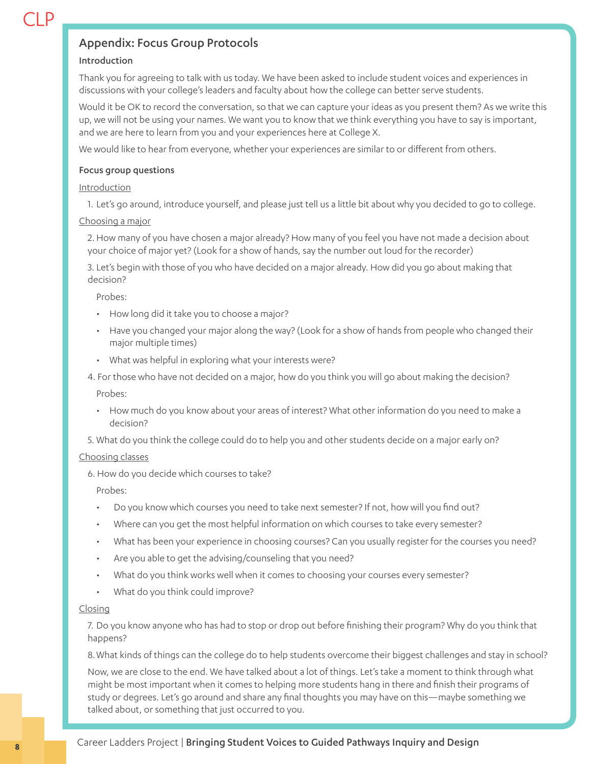## Appendix: Focus Group Protocols

### Introduction

Thank you for agreeing to talk with us today. We have been asked to include student voices and experiences in discussions with your college's leaders and faculty about how the college can better serve students.

Would it be OK to record the conversation, so that we can capture your ideas as you present them? As we write this up, we will not be using your names. We want you to know that we think everything you have to say is important, and we are here to learn from you and your experiences here at College X.

We would like to hear from everyone, whether your experiences are similar to or different from others.

### Focus group questions

<u>Introduction</u>

1. Let's go around, introduce yourself, and please just tell us a little bit about why you decided to go to college.

<u>Choosing a major</u>

2. How many of you have chosen a major already? How many of you feel you have not made a decision about your choice of major yet? (Look for a show of hands, say the number out loud for the recorder)

3. Let's begin with those of you who have decided on a major already. How did you go about making that decision?

   Probes:

   - How long did it take you to choose a major?
   - Have you changed your major along the way? (Look for a show of hands from people who changed their major multiple times)
   - What was helpful in exploring what your interests were?

4. For those who have not decided on a major, how do you think you will go about making the decision?

   Probes:

   - How much do you know about your areas of interest? What other information do you need to make a decision?

5. What do you think the college could do to help you and other students decide on a major early on?

<u>Choosing classes</u>

6. How do you decide which courses to take?

   Probes:

   - Do you know which courses you need to take next semester? If not, how will you find out?
   - Where can you get the most helpful information on which courses to take every semester?
   - What has been your experience in choosing courses? Can you usually register for the courses you need?
   - Are you able to get the advising/counseling that you need?
   - What do you think works well when it comes to choosing your courses every semester?
   - What do you think could improve?

<u>Closing</u>

7. Do you know anyone who has had to stop or drop out before finishing their program? Why do you think that happens?

8. What kinds of things can the college do to help students overcome their biggest challenges and stay in school?

Now, we are close to the end. We have talked about a lot of things. Let's take a moment to think through what might be most important when it comes to helping more students hang in there and finish their programs of study or degrees. Let's go around and share any final thoughts you may have on this—maybe something we talked about, or something that just occurred to you.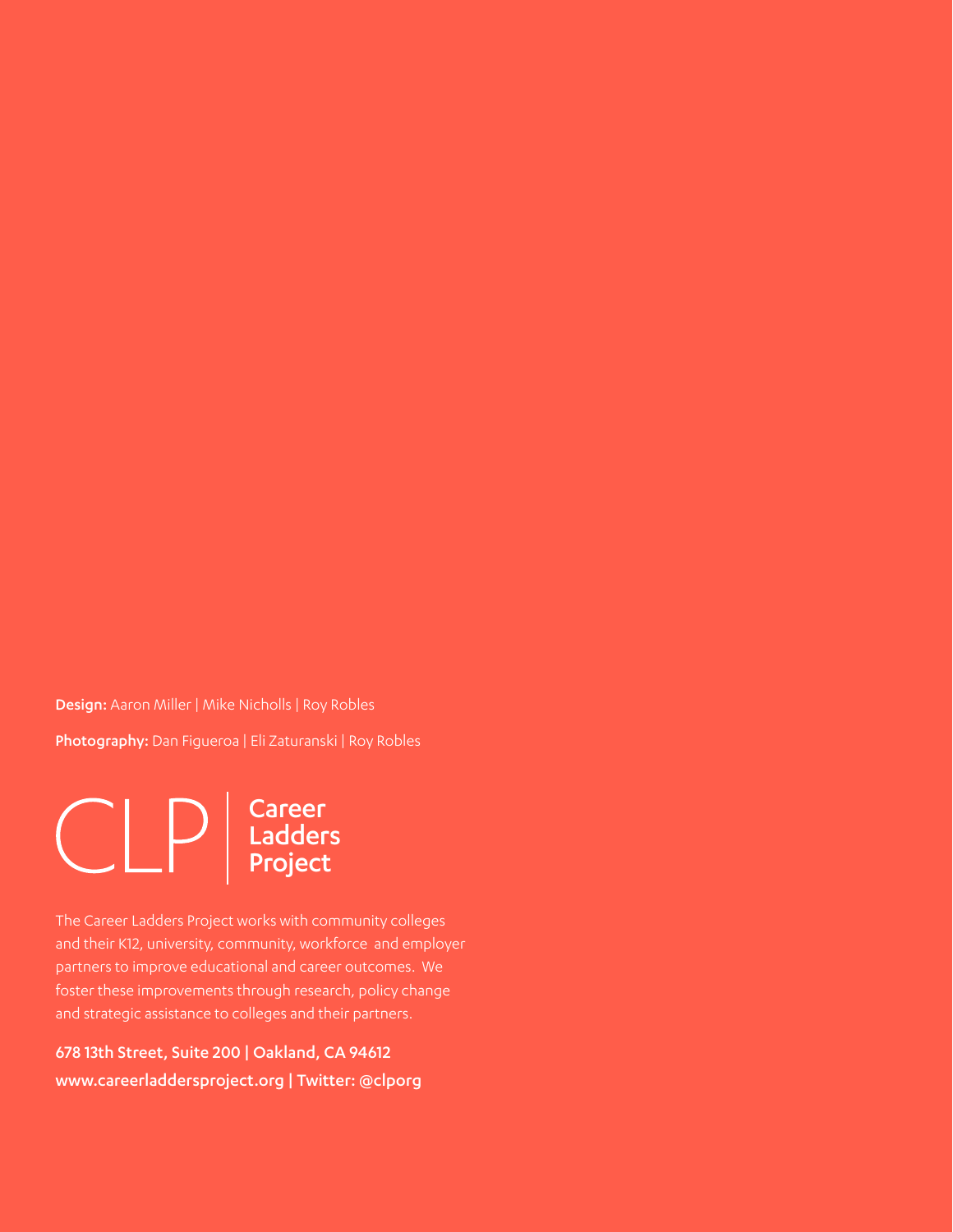**Design:** Aaron Miller | Mike Nicholls | Roy Robles

**Photography:** Dan Figueroa | Eli Zaturanski | Roy Robles

CLP | Career Ladders Project

The Career Ladders Project works with community colleges and their K12, university, community, workforce and employer partners to improve educational and career outcomes. We foster these improvements through research, policy change and strategic assistance to colleges and their partners.

**678 13th Street, Suite 200 | Oakland, CA 94612**
**www.careerladdersproject.org | Twitter: @clporg**